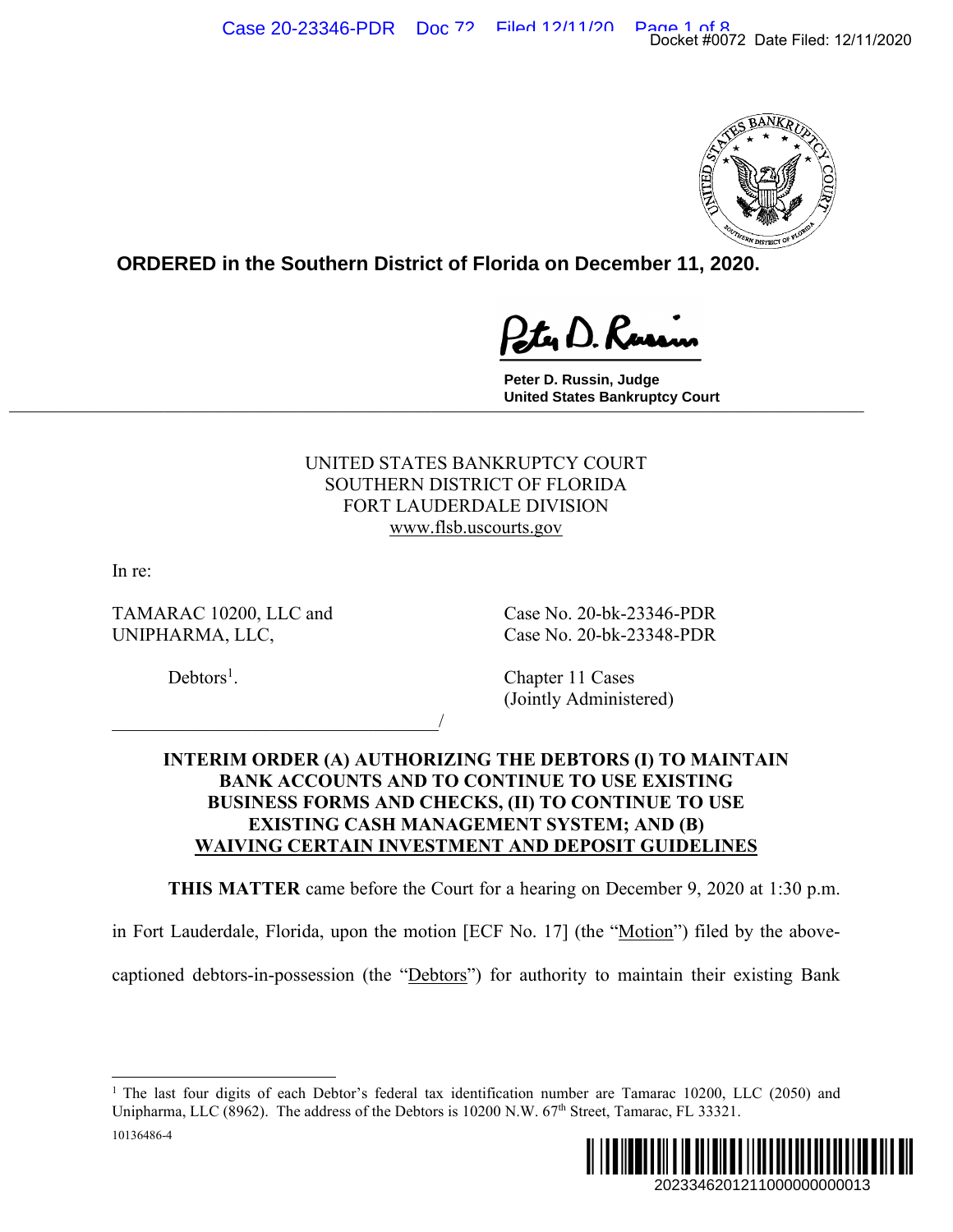**ORDERED in the Southern District of Florida on December 11, 2020.**

Peter D. Russin, Judge
United States Bankruptcy Court

UNITED STATES BANKRUPTCY COURT
SOUTHERN DISTRICT OF FLORIDA
FORT LAUDERDALE DIVISION
www.flsb.uscourts.gov

In re:

TAMARAC 10200, LLC and UNIPHARMA, LLC,

Debtors[1].

Case No. 20-bk-23346-PDR
Case No. 20-bk-23348-PDR

Chapter 11 Cases
(Jointly Administered)

_________________________________/

**INTERIM ORDER (A) AUTHORIZING THE DEBTORS (I) TO MAINTAIN BANK ACCOUNTS AND TO CONTINUE TO USE EXISTING BUSINESS FORMS AND CHECKS, (II) TO CONTINUE TO USE EXISTING CASH MANAGEMENT SYSTEM; AND (B) WAIVING CERTAIN INVESTMENT AND DEPOSIT GUIDELINES**

**THIS MATTER** came before the Court for a hearing on December 9, 2020 at 1:30 p.m. in Fort Lauderdale, Florida, upon the motion [ECF No. 17] (the "Motion") filed by the above-captioned debtors-in-possession (the "Debtors") for authority to maintain their existing Bank

[1] The last four digits of each Debtor's federal tax identification number are Tamarac 10200, LLC (2050) and Unipharma, LLC (8962). The address of the Debtors is 10200 N.W. 67th Street, Tamarac, FL 33321.

10136486-4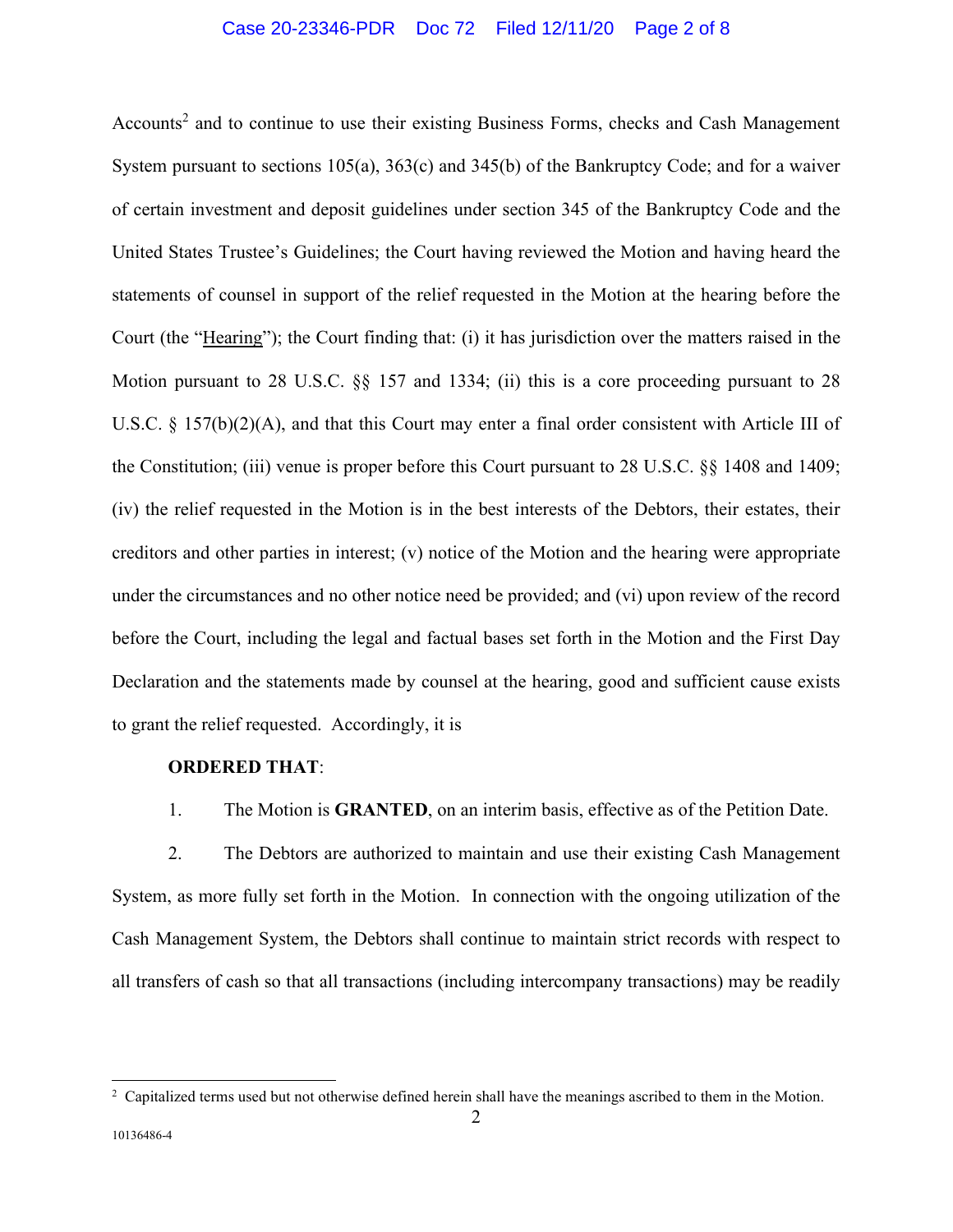Accounts[2] and to continue to use their existing Business Forms, checks and Cash Management System pursuant to sections 105(a), 363(c) and 345(b) of the Bankruptcy Code; and for a waiver of certain investment and deposit guidelines under section 345 of the Bankruptcy Code and the United States Trustee's Guidelines; the Court having reviewed the Motion and having heard the statements of counsel in support of the relief requested in the Motion at the hearing before the Court (the "Hearing"); the Court finding that: (i) it has jurisdiction over the matters raised in the Motion pursuant to 28 U.S.C. §§ 157 and 1334; (ii) this is a core proceeding pursuant to 28 U.S.C. § 157(b)(2)(A), and that this Court may enter a final order consistent with Article III of the Constitution; (iii) venue is proper before this Court pursuant to 28 U.S.C. §§ 1408 and 1409; (iv) the relief requested in the Motion is in the best interests of the Debtors, their estates, their creditors and other parties in interest; (v) notice of the Motion and the hearing were appropriate under the circumstances and no other notice need be provided; and (vi) upon review of the record before the Court, including the legal and factual bases set forth in the Motion and the First Day Declaration and the statements made by counsel at the hearing, good and sufficient cause exists to grant the relief requested. Accordingly, it is

**ORDERED THAT**:

1. The Motion is **GRANTED**, on an interim basis, effective as of the Petition Date.

2. The Debtors are authorized to maintain and use their existing Cash Management System, as more fully set forth in the Motion. In connection with the ongoing utilization of the Cash Management System, the Debtors shall continue to maintain strict records with respect to all transfers of cash so that all transactions (including intercompany transactions) may be readily

[2] Capitalized terms used but not otherwise defined herein shall have the meanings ascribed to them in the Motion.

10136486-4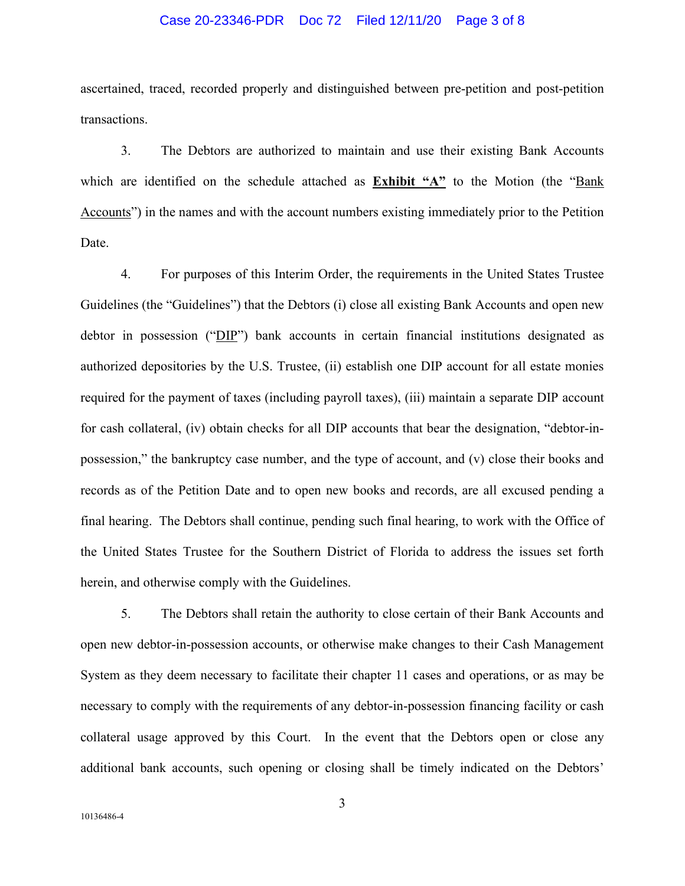ascertained, traced, recorded properly and distinguished between pre-petition and post-petition transactions.

3. The Debtors are authorized to maintain and use their existing Bank Accounts which are identified on the schedule attached as **Exhibit "A"** to the Motion (the "Bank Accounts") in the names and with the account numbers existing immediately prior to the Petition Date.

4. For purposes of this Interim Order, the requirements in the United States Trustee Guidelines (the "Guidelines") that the Debtors (i) close all existing Bank Accounts and open new debtor in possession ("DIP") bank accounts in certain financial institutions designated as authorized depositories by the U.S. Trustee, (ii) establish one DIP account for all estate monies required for the payment of taxes (including payroll taxes), (iii) maintain a separate DIP account for cash collateral, (iv) obtain checks for all DIP accounts that bear the designation, "debtor-in-possession," the bankruptcy case number, and the type of account, and (v) close their books and records as of the Petition Date and to open new books and records, are all excused pending a final hearing. The Debtors shall continue, pending such final hearing, to work with the Office of the United States Trustee for the Southern District of Florida to address the issues set forth herein, and otherwise comply with the Guidelines.

5. The Debtors shall retain the authority to close certain of their Bank Accounts and open new debtor-in-possession accounts, or otherwise make changes to their Cash Management System as they deem necessary to facilitate their chapter 11 cases and operations, or as may be necessary to comply with the requirements of any debtor-in-possession financing facility or cash collateral usage approved by this Court. In the event that the Debtors open or close any additional bank accounts, such opening or closing shall be timely indicated on the Debtors'

10136486-4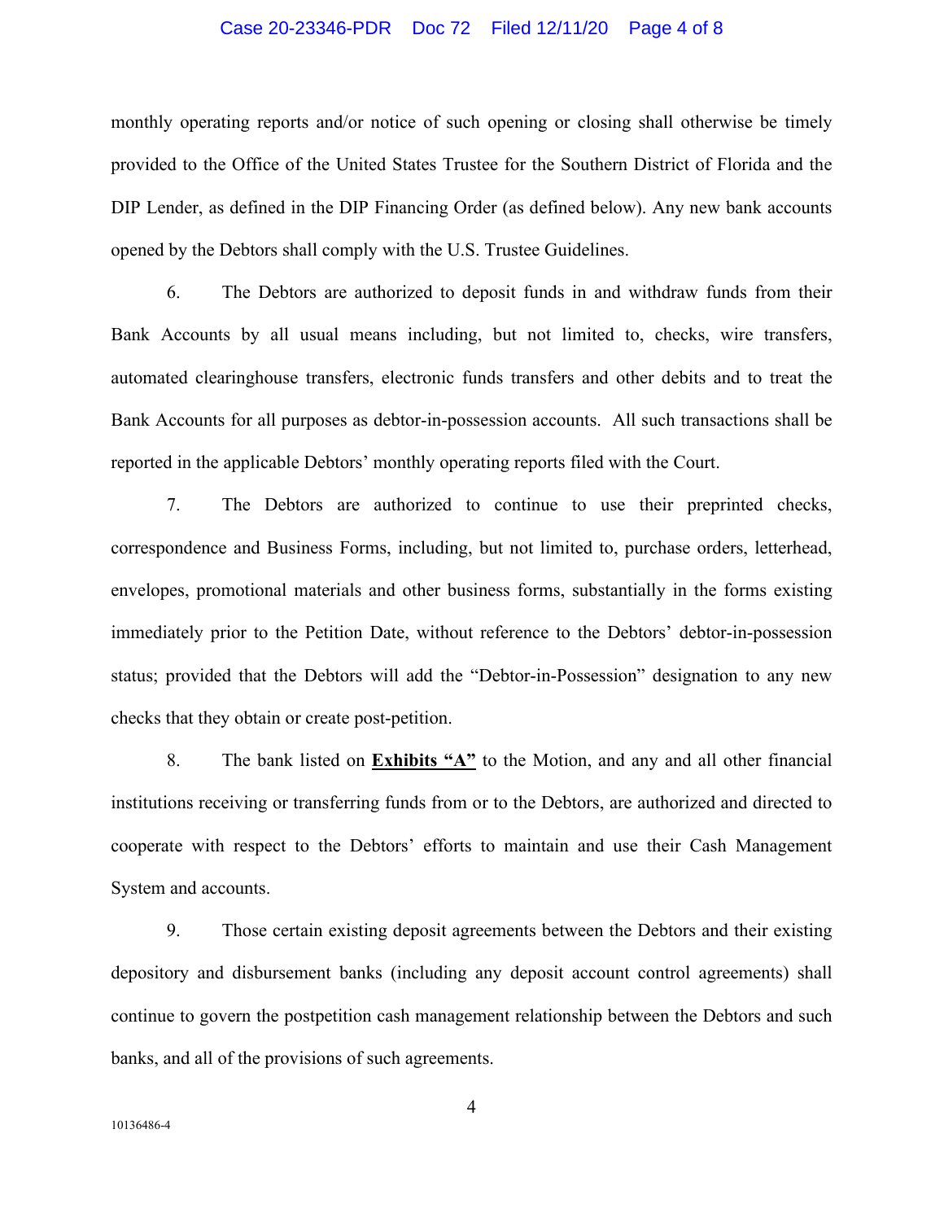monthly operating reports and/or notice of such opening or closing shall otherwise be timely provided to the Office of the United States Trustee for the Southern District of Florida and the DIP Lender, as defined in the DIP Financing Order (as defined below). Any new bank accounts opened by the Debtors shall comply with the U.S. Trustee Guidelines.

6. The Debtors are authorized to deposit funds in and withdraw funds from their Bank Accounts by all usual means including, but not limited to, checks, wire transfers, automated clearinghouse transfers, electronic funds transfers and other debits and to treat the Bank Accounts for all purposes as debtor-in-possession accounts. All such transactions shall be reported in the applicable Debtors' monthly operating reports filed with the Court.

7. The Debtors are authorized to continue to use their preprinted checks, correspondence and Business Forms, including, but not limited to, purchase orders, letterhead, envelopes, promotional materials and other business forms, substantially in the forms existing immediately prior to the Petition Date, without reference to the Debtors' debtor-in-possession status; provided that the Debtors will add the "Debtor-in-Possession" designation to any new checks that they obtain or create post-petition.

8. The bank listed on **Exhibits "A"** to the Motion, and any and all other financial institutions receiving or transferring funds from or to the Debtors, are authorized and directed to cooperate with respect to the Debtors' efforts to maintain and use their Cash Management System and accounts.

9. Those certain existing deposit agreements between the Debtors and their existing depository and disbursement banks (including any deposit account control agreements) shall continue to govern the postpetition cash management relationship between the Debtors and such banks, and all of the provisions of such agreements.

10136486-4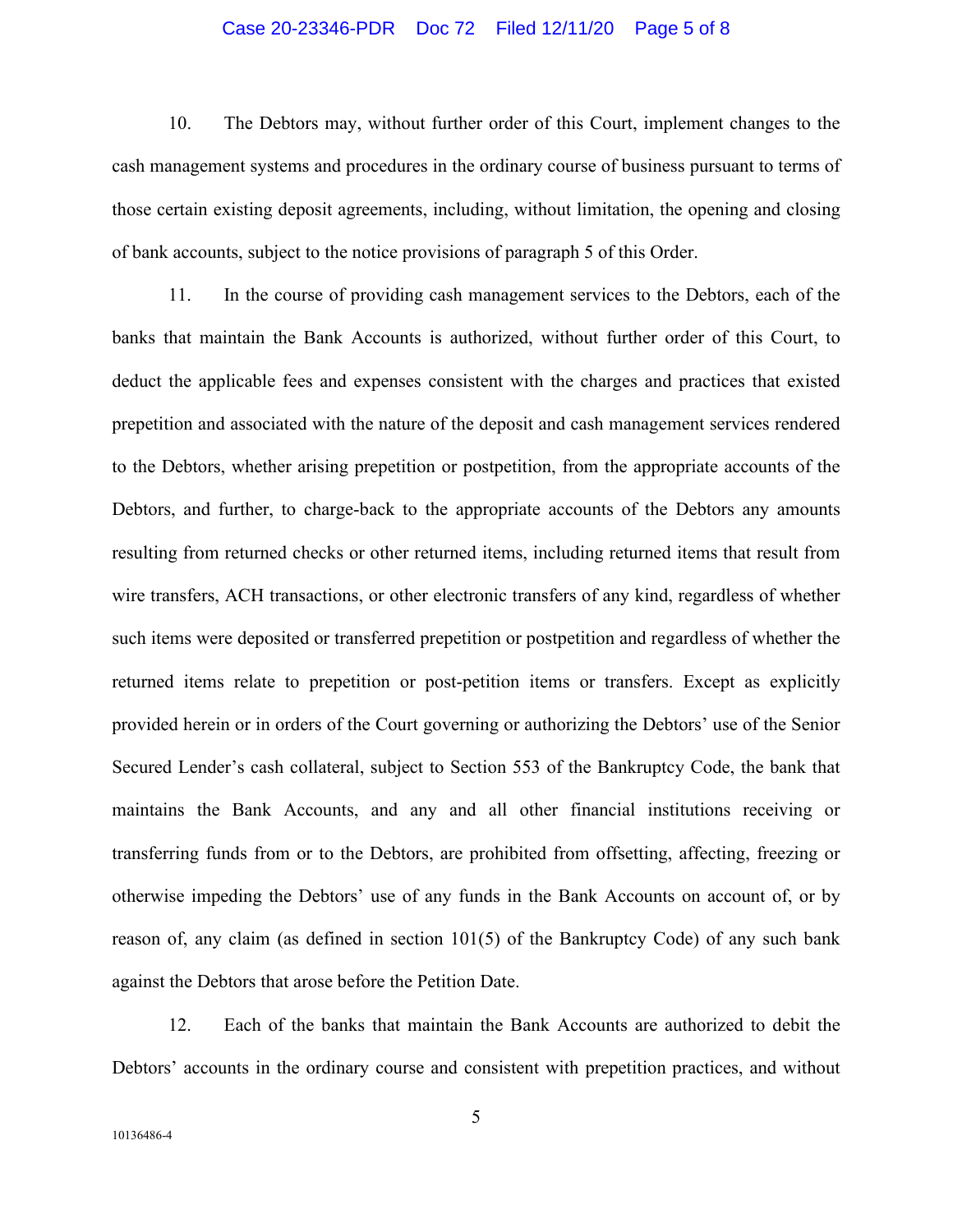10. The Debtors may, without further order of this Court, implement changes to the cash management systems and procedures in the ordinary course of business pursuant to terms of those certain existing deposit agreements, including, without limitation, the opening and closing of bank accounts, subject to the notice provisions of paragraph 5 of this Order.

11. In the course of providing cash management services to the Debtors, each of the banks that maintain the Bank Accounts is authorized, without further order of this Court, to deduct the applicable fees and expenses consistent with the charges and practices that existed prepetition and associated with the nature of the deposit and cash management services rendered to the Debtors, whether arising prepetition or postpetition, from the appropriate accounts of the Debtors, and further, to charge-back to the appropriate accounts of the Debtors any amounts resulting from returned checks or other returned items, including returned items that result from wire transfers, ACH transactions, or other electronic transfers of any kind, regardless of whether such items were deposited or transferred prepetition or postpetition and regardless of whether the returned items relate to prepetition or post-petition items or transfers. Except as explicitly provided herein or in orders of the Court governing or authorizing the Debtors' use of the Senior Secured Lender's cash collateral, subject to Section 553 of the Bankruptcy Code, the bank that maintains the Bank Accounts, and any and all other financial institutions receiving or transferring funds from or to the Debtors, are prohibited from offsetting, affecting, freezing or otherwise impeding the Debtors' use of any funds in the Bank Accounts on account of, or by reason of, any claim (as defined in section 101(5) of the Bankruptcy Code) of any such bank against the Debtors that arose before the Petition Date.

12. Each of the banks that maintain the Bank Accounts are authorized to debit the Debtors' accounts in the ordinary course and consistent with prepetition practices, and without

10136486-4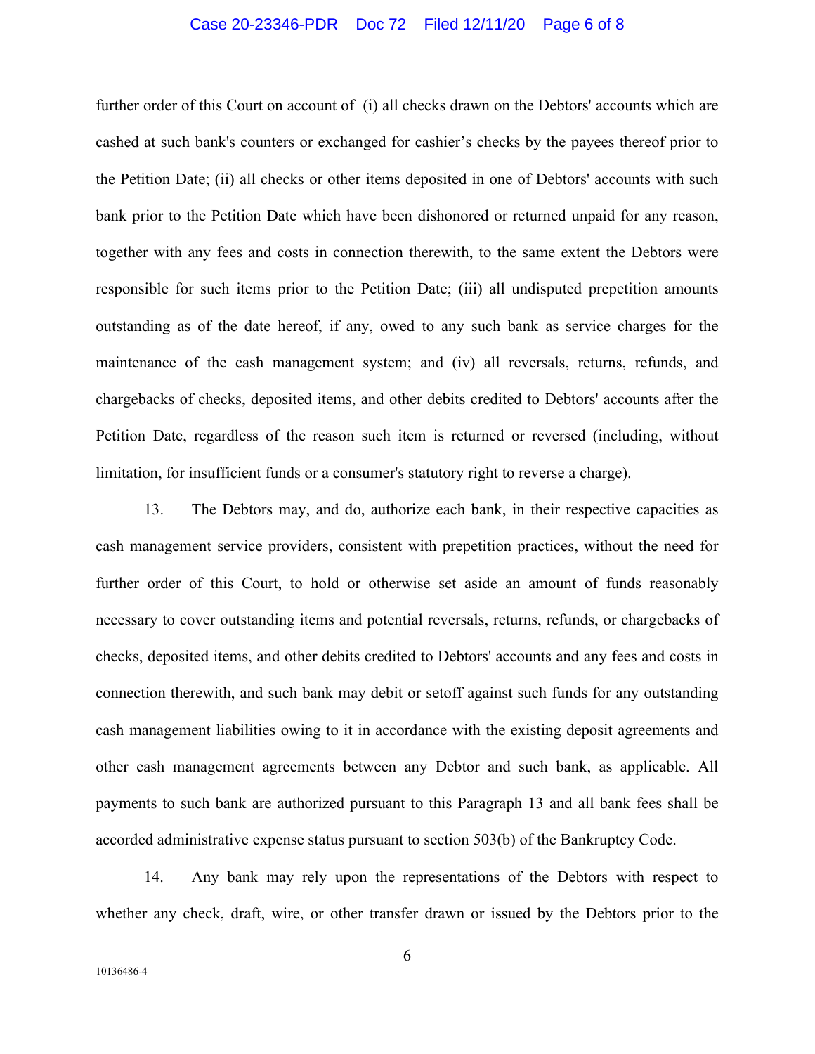further order of this Court on account of (i) all checks drawn on the Debtors' accounts which are cashed at such bank's counters or exchanged for cashier's checks by the payees thereof prior to the Petition Date; (ii) all checks or other items deposited in one of Debtors' accounts with such bank prior to the Petition Date which have been dishonored or returned unpaid for any reason, together with any fees and costs in connection therewith, to the same extent the Debtors were responsible for such items prior to the Petition Date; (iii) all undisputed prepetition amounts outstanding as of the date hereof, if any, owed to any such bank as service charges for the maintenance of the cash management system; and (iv) all reversals, returns, refunds, and chargebacks of checks, deposited items, and other debits credited to Debtors' accounts after the Petition Date, regardless of the reason such item is returned or reversed (including, without limitation, for insufficient funds or a consumer's statutory right to reverse a charge).

13. The Debtors may, and do, authorize each bank, in their respective capacities as cash management service providers, consistent with prepetition practices, without the need for further order of this Court, to hold or otherwise set aside an amount of funds reasonably necessary to cover outstanding items and potential reversals, returns, refunds, or chargebacks of checks, deposited items, and other debits credited to Debtors' accounts and any fees and costs in connection therewith, and such bank may debit or setoff against such funds for any outstanding cash management liabilities owing to it in accordance with the existing deposit agreements and other cash management agreements between any Debtor and such bank, as applicable. All payments to such bank are authorized pursuant to this Paragraph 13 and all bank fees shall be accorded administrative expense status pursuant to section 503(b) of the Bankruptcy Code.

14. Any bank may rely upon the representations of the Debtors with respect to whether any check, draft, wire, or other transfer drawn or issued by the Debtors prior to the

10136486-4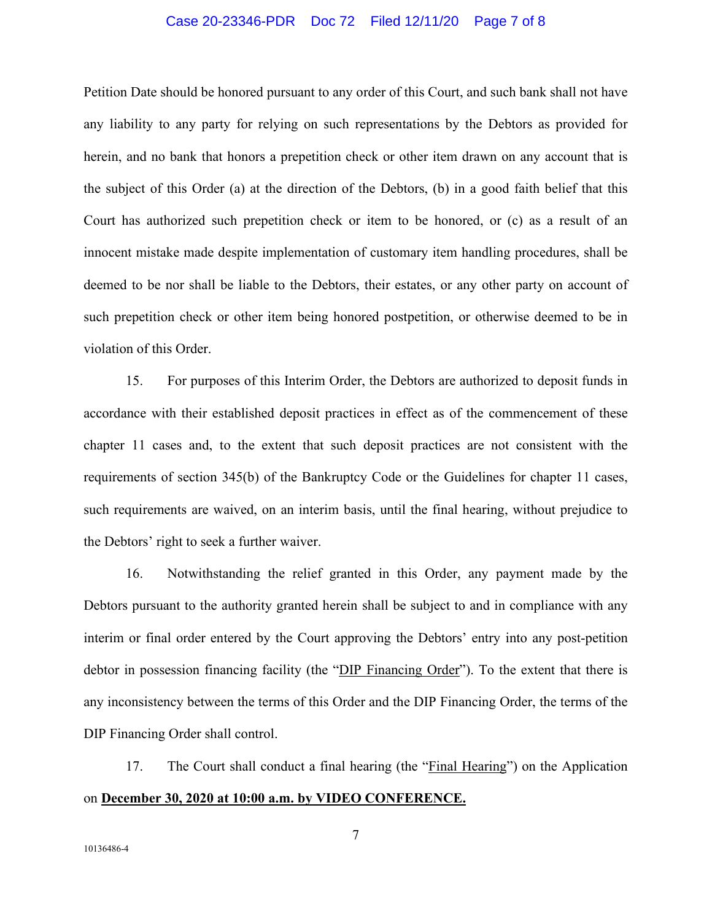Petition Date should be honored pursuant to any order of this Court, and such bank shall not have any liability to any party for relying on such representations by the Debtors as provided for herein, and no bank that honors a prepetition check or other item drawn on any account that is the subject of this Order (a) at the direction of the Debtors, (b) in a good faith belief that this Court has authorized such prepetition check or item to be honored, or (c) as a result of an innocent mistake made despite implementation of customary item handling procedures, shall be deemed to be nor shall be liable to the Debtors, their estates, or any other party on account of such prepetition check or other item being honored postpetition, or otherwise deemed to be in violation of this Order.

15. For purposes of this Interim Order, the Debtors are authorized to deposit funds in accordance with their established deposit practices in effect as of the commencement of these chapter 11 cases and, to the extent that such deposit practices are not consistent with the requirements of section 345(b) of the Bankruptcy Code or the Guidelines for chapter 11 cases, such requirements are waived, on an interim basis, until the final hearing, without prejudice to the Debtors' right to seek a further waiver.

16. Notwithstanding the relief granted in this Order, any payment made by the Debtors pursuant to the authority granted herein shall be subject to and in compliance with any interim or final order entered by the Court approving the Debtors' entry into any post-petition debtor in possession financing facility (the "DIP Financing Order"). To the extent that there is any inconsistency between the terms of this Order and the DIP Financing Order, the terms of the DIP Financing Order shall control.

17. The Court shall conduct a final hearing (the "Final Hearing") on the Application on **December 30, 2020 at 10:00 a.m. by VIDEO CONFERENCE.**

10136486-4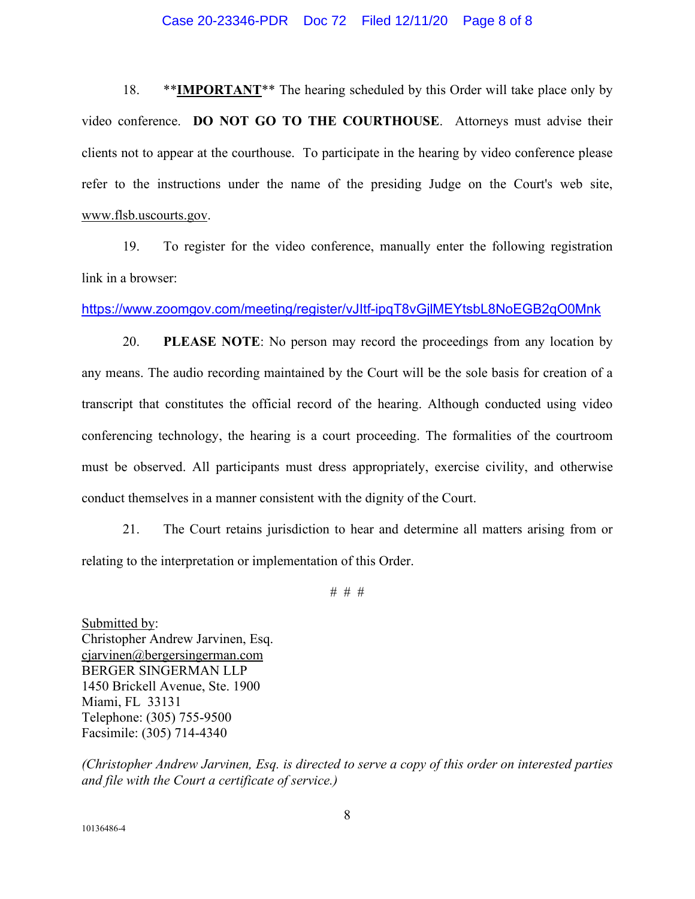18. \*\***IMPORTANT**\*\* The hearing scheduled by this Order will take place only by video conference. **DO NOT GO TO THE COURTHOUSE**. Attorneys must advise their clients not to appear at the courthouse. To participate in the hearing by video conference please refer to the instructions under the name of the presiding Judge on the Court's web site, www.flsb.uscourts.gov.

19. To register for the video conference, manually enter the following registration link in a browser:

https://www.zoomgov.com/meeting/register/vJItf-ipqT8vGjlMEYtsbL8NoEGB2qO0Mnk

20. **PLEASE NOTE**: No person may record the proceedings from any location by any means. The audio recording maintained by the Court will be the sole basis for creation of a transcript that constitutes the official record of the hearing. Although conducted using video conferencing technology, the hearing is a court proceeding. The formalities of the courtroom must be observed. All participants must dress appropriately, exercise civility, and otherwise conduct themselves in a manner consistent with the dignity of the Court.

21. The Court retains jurisdiction to hear and determine all matters arising from or relating to the interpretation or implementation of this Order.

# # #

Submitted by:
Christopher Andrew Jarvinen, Esq.
cjarvinen@bergersingerman.com
BERGER SINGERMAN LLP
1450 Brickell Avenue, Ste. 1900
Miami, FL 33131
Telephone: (305) 755-9500
Facsimile: (305) 714-4340

*(Christopher Andrew Jarvinen, Esq. is directed to serve a copy of this order on interested parties and file with the Court a certificate of service.)*

10136486-4